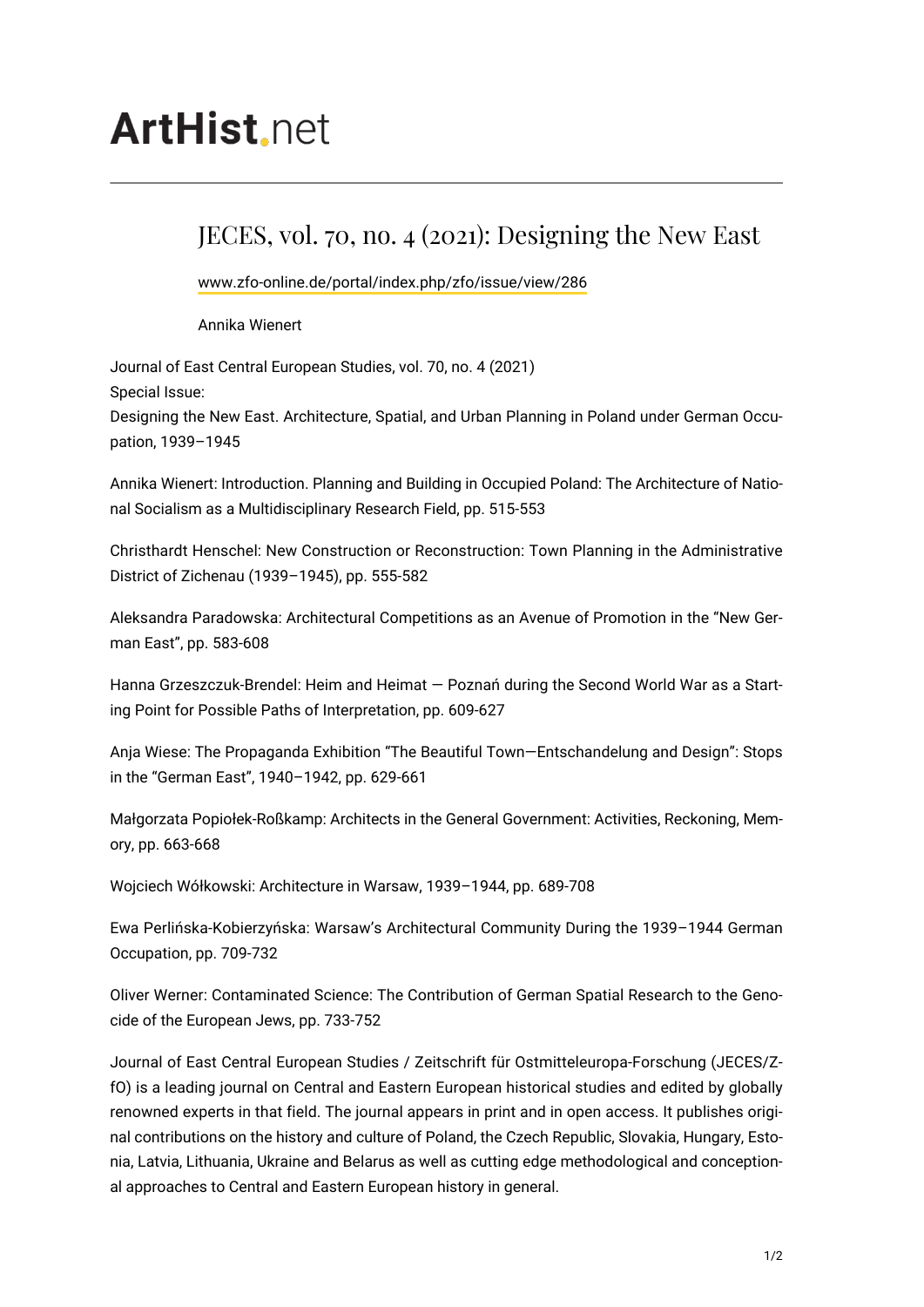# ArtHist.net

## JECES, vol. 70, no. 4 (2021): Designing the New East

www.zfo-online.de/portal/index.php/zfo/issue/view/286

Annika Wienert

Journal of East Central European Studies, vol. 70, no. 4 (2021)
Special Issue:
Designing the New East. Architecture, Spatial, and Urban Planning in Poland under German Occupation, 1939–1945

Annika Wienert: Introduction. Planning and Building in Occupied Poland: The Architecture of National Socialism as a Multidisciplinary Research Field, pp. 515-553

Christhardt Henschel: New Construction or Reconstruction: Town Planning in the Administrative District of Zichenau (1939–1945), pp. 555-582

Aleksandra Paradowska: Architectural Competitions as an Avenue of Promotion in the "New German East", pp. 583-608

Hanna Grzeszczuk-Brendel: Heim and Heimat — Poznań during the Second World War as a Starting Point for Possible Paths of Interpretation, pp. 609-627

Anja Wiese: The Propaganda Exhibition "The Beautiful Town—Entschandelung and Design": Stops in the "German East", 1940–1942, pp. 629-661

Małgorzata Popiołek-Roßkamp: Architects in the General Government: Activities, Reckoning, Memory, pp. 663-668

Wojciech Wółkowski: Architecture in Warsaw, 1939–1944, pp. 689-708

Ewa Perlińska-Kobierzyńska: Warsaw's Architectural Community During the 1939–1944 German Occupation, pp. 709-732

Oliver Werner: Contaminated Science: The Contribution of German Spatial Research to the Genocide of the European Jews, pp. 733-752

Journal of East Central European Studies / Zeitschrift für Ostmitteleuropa-Forschung (JECES/ZfO) is a leading journal on Central and Eastern European historical studies and edited by globally renowned experts in that field. The journal appears in print and in open access. It publishes original contributions on the history and culture of Poland, the Czech Republic, Slovakia, Hungary, Estonia, Latvia, Lithuania, Ukraine and Belarus as well as cutting edge methodological and conceptional approaches to Central and Eastern European history in general.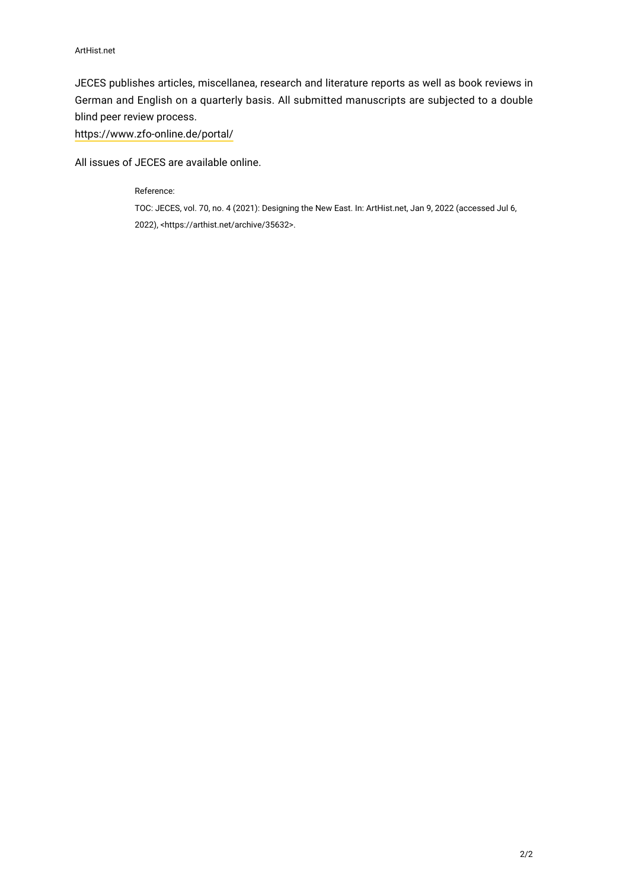JECES publishes articles, miscellanea, research and literature reports as well as book reviews in German and English on a quarterly basis. All submitted manuscripts are subjected to a double blind peer review process.
https://www.zfo-online.de/portal/

All issues of JECES are available online.

Reference:

TOC: JECES, vol. 70, no. 4 (2021): Designing the New East. In: ArtHist.net, Jan 9, 2022 (accessed Jul 6, 2022), <https://arthist.net/archive/35632>.